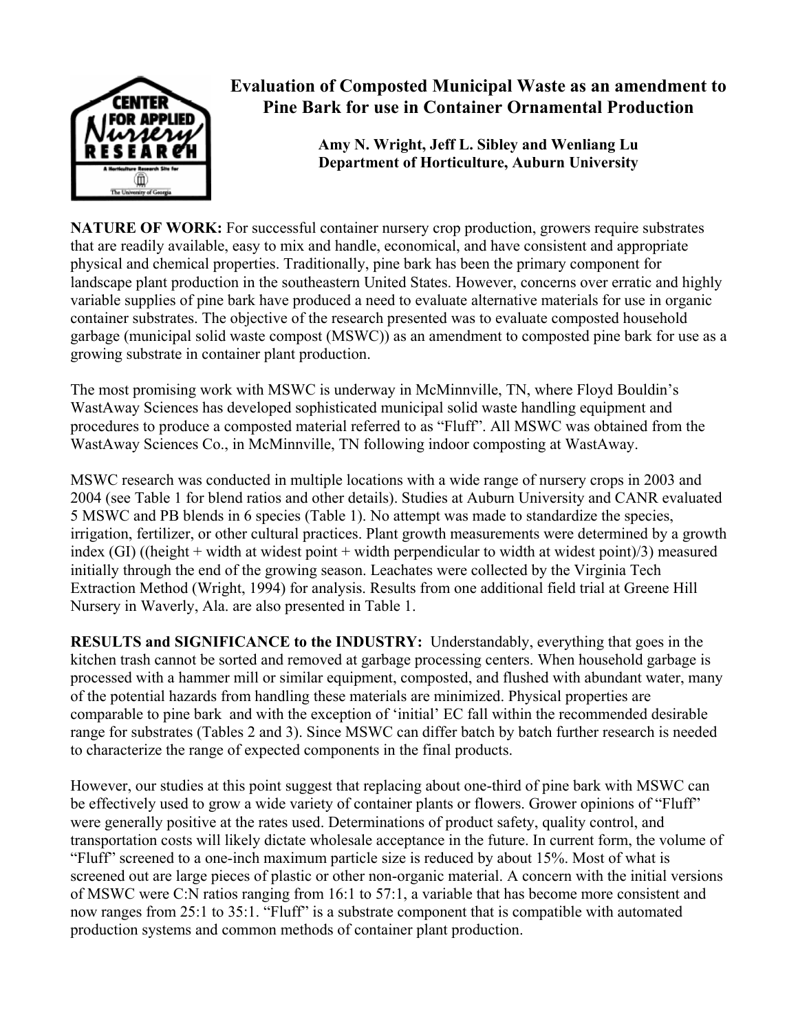# Evaluation of Composted Municipal Waste as an amendment to Pine Bark for use in Container Ornamental Production

**Amy N. Wright, Jeff L. Sibley and Wenliang Lu**
**Department of Horticulture, Auburn University**

**NATURE OF WORK:** For successful container nursery crop production, growers require substrates that are readily available, easy to mix and handle, economical, and have consistent and appropriate physical and chemical properties. Traditionally, pine bark has been the primary component for landscape plant production in the southeastern United States. However, concerns over erratic and highly variable supplies of pine bark have produced a need to evaluate alternative materials for use in organic container substrates. The objective of the research presented was to evaluate composted household garbage (municipal solid waste compost (MSWC)) as an amendment to composted pine bark for use as a growing substrate in container plant production.

The most promising work with MSWC is underway in McMinnville, TN, where Floyd Bouldin's WastAway Sciences has developed sophisticated municipal solid waste handling equipment and procedures to produce a composted material referred to as "Fluff". All MSWC was obtained from the WastAway Sciences Co., in McMinnville, TN following indoor composting at WastAway.

MSWC research was conducted in multiple locations with a wide range of nursery crops in 2003 and 2004 (see Table 1 for blend ratios and other details). Studies at Auburn University and CANR evaluated 5 MSWC and PB blends in 6 species (Table 1). No attempt was made to standardize the species, irrigation, fertilizer, or other cultural practices. Plant growth measurements were determined by a growth index (GI) ((height + width at widest point + width perpendicular to width at widest point)/3) measured initially through the end of the growing season. Leachates were collected by the Virginia Tech Extraction Method (Wright, 1994) for analysis. Results from one additional field trial at Greene Hill Nursery in Waverly, Ala. are also presented in Table 1.

**RESULTS and SIGNIFICANCE to the INDUSTRY:** Understandably, everything that goes in the kitchen trash cannot be sorted and removed at garbage processing centers. When household garbage is processed with a hammer mill or similar equipment, composted, and flushed with abundant water, many of the potential hazards from handling these materials are minimized. Physical properties are comparable to pine bark and with the exception of 'initial' EC fall within the recommended desirable range for substrates (Tables 2 and 3). Since MSWC can differ batch by batch further research is needed to characterize the range of expected components in the final products.

However, our studies at this point suggest that replacing about one-third of pine bark with MSWC can be effectively used to grow a wide variety of container plants or flowers. Grower opinions of "Fluff" were generally positive at the rates used. Determinations of product safety, quality control, and transportation costs will likely dictate wholesale acceptance in the future. In current form, the volume of "Fluff" screened to a one-inch maximum particle size is reduced by about 15%. Most of what is screened out are large pieces of plastic or other non-organic material. A concern with the initial versions of MSWC were C:N ratios ranging from 16:1 to 57:1, a variable that has become more consistent and now ranges from 25:1 to 35:1. "Fluff" is a substrate component that is compatible with automated production systems and common methods of container plant production.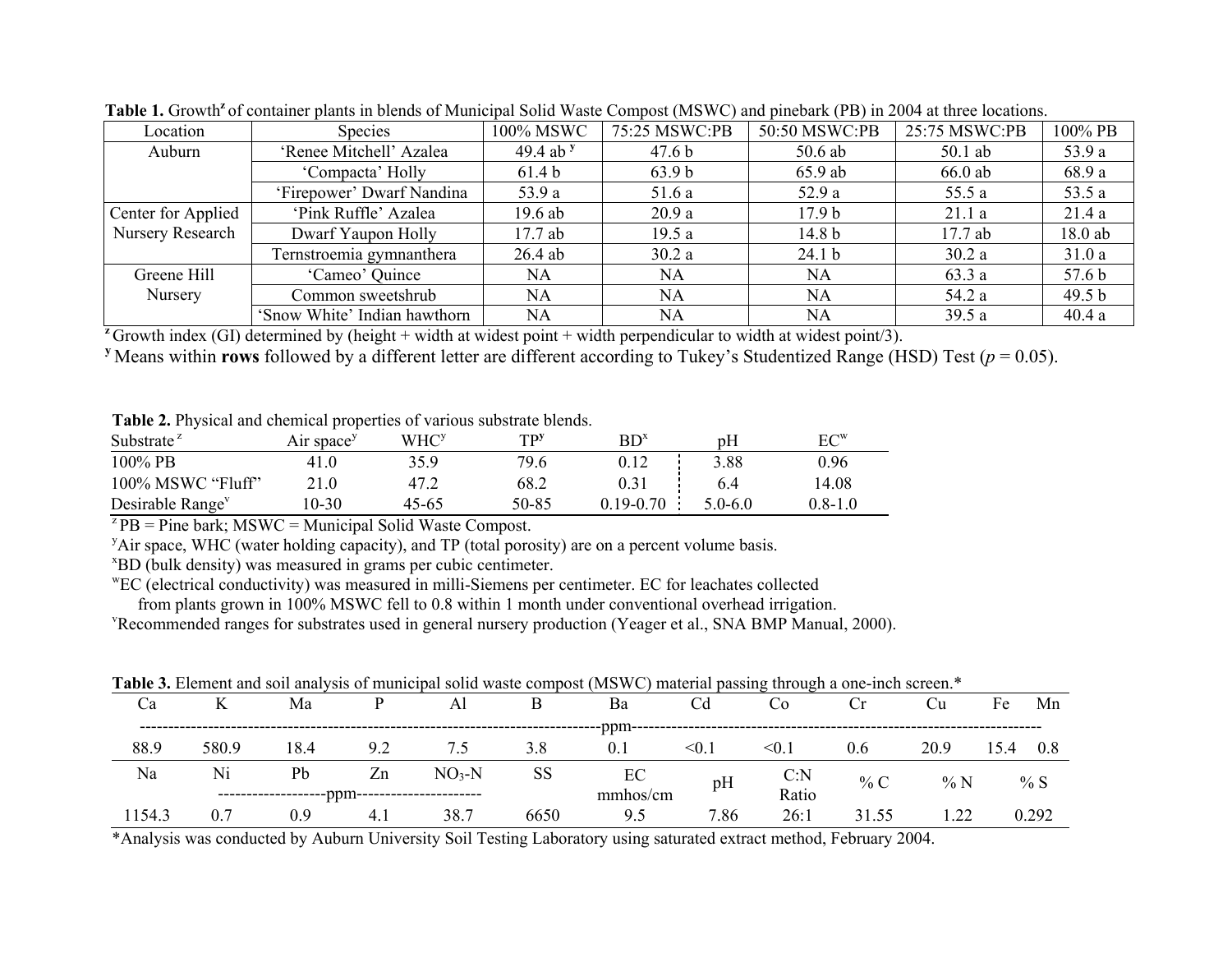**Table 1.** Growth[z] of container plants in blends of Municipal Solid Waste Compost (MSWC) and pinebark (PB) in 2004 at three locations.

| Location | Species | 100% MSWC | 75:25 MSWC:PB | 50:50 MSWC:PB | 25:75 MSWC:PB | 100% PB |
|---|---|---|---|---|---|---|
| Auburn | 'Renee Mitchell' Azalea | 49.4 ab [y] | 47.6 b | 50.6 ab | 50.1 ab | 53.9 a |
| | 'Compacta' Holly | 61.4 b | 63.9 b | 65.9 ab | 66.0 ab | 68.9 a |
| | 'Firepower' Dwarf Nandina | 53.9 a | 51.6 a | 52.9 a | 55.5 a | 53.5 a |
| Center for Applied Nursery Research | 'Pink Ruffle' Azalea | 19.6 ab | 20.9 a | 17.9 b | 21.1 a | 21.4 a |
| | Dwarf Yaupon Holly | 17.7 ab | 19.5 a | 14.8 b | 17.7 ab | 18.0 ab |
| | Ternstroemia gymnanthera | 26.4 ab | 30.2 a | 24.1 b | 30.2 a | 31.0 a |
| Greene Hill Nursery | 'Cameo' Quince | NA | NA | NA | 63.3 a | 57.6 b |
| | Common sweetshrub | NA | NA | NA | 54.2 a | 49.5 b |
| | 'Snow White' Indian hawthorn | NA | NA | NA | 39.5 a | 40.4 a |

[z] Growth index (GI) determined by (height + width at widest point + width perpendicular to width at widest point/3).

[y] Means within **rows** followed by a different letter are different according to Tukey's Studentized Range (HSD) Test ($p = 0.05$).

**Table 2.** Physical and chemical properties of various substrate blends.

| Substrate [z] | Air space [y] | WHC [y] | TP [y] | BD [x] | pH | EC [w] |
|---|---|---|---|---|---|---|
| 100% PB | 41.0 | 35.9 | 79.6 | 0.12 | 3.88 | 0.96 |
| 100% MSWC "Fluff" | 21.0 | 47.2 | 68.2 | 0.31 | 6.4 | 14.08 |
| Desirable Range [v] | 10-30 | 45-65 | 50-85 | 0.19-0.70 | 5.0-6.0 | 0.8-1.0 |

[z] PB = Pine bark; MSWC = Municipal Solid Waste Compost.

[y] Air space, WHC (water holding capacity), and TP (total porosity) are on a percent volume basis.

[x] BD (bulk density) was measured in grams per cubic centimeter.

[w] EC (electrical conductivity) was measured in milli-Siemens per centimeter. EC for leachates collected from plants grown in 100% MSWC fell to 0.8 within 1 month under conventional overhead irrigation.

[v] Recommended ranges for substrates used in general nursery production (Yeager et al., SNA BMP Manual, 2000).

**Table 3.** Element and soil analysis of municipal solid waste compost (MSWC) material passing through a one-inch screen.*

| Ca | K | Ma | P | Al | B | Ba | Cd | Co | Cr | Cu | Fe | Mn |
|---|---|---|---|---|---|---|---|---|---|---|---|---|
| ppm | | | | | | | | | | | | |
| 88.9 | 580.9 | 18.4 | 9.2 | 7.5 | 3.8 | 0.1 | <0.1 | <0.1 | 0.6 | 20.9 | 15.4 | 0.8 |

| Na | Ni | Pb | Zn | $NO_3$-N | SS | EC mmhos/cm | pH | C:N Ratio | % C | % N | % S |
|---|---|---|---|---|---|---|---|---|---|---|---|
| | ppm | | | | | | | | | | |
| 1154.3 | 0.7 | 0.9 | 4.1 | 38.7 | 6650 | 9.5 | 7.86 | 26:1 | 31.55 | 1.22 | 0.292 |

*Analysis was conducted by Auburn University Soil Testing Laboratory using saturated extract method, February 2004.